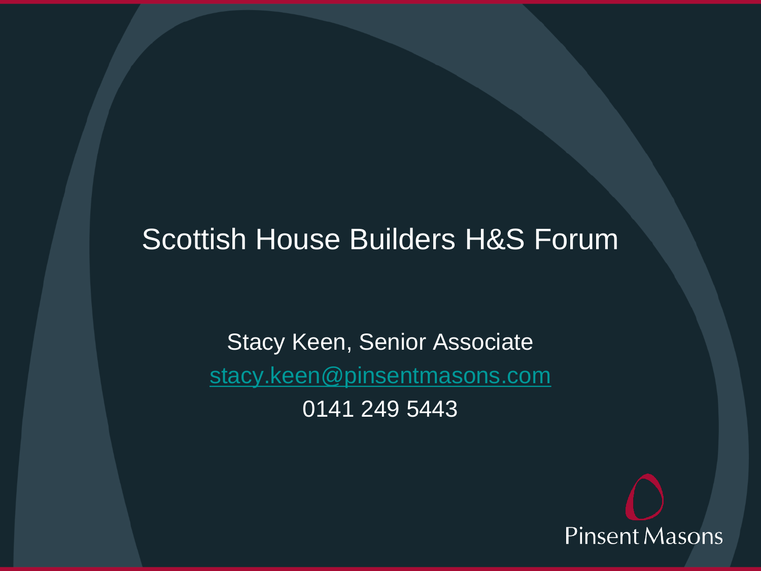# Scottish House Builders H&S Forum

Stacy Keen, Senior Associate

stacy.keen@pinsentmasons.com

0141 249 5443

Pinsent Masons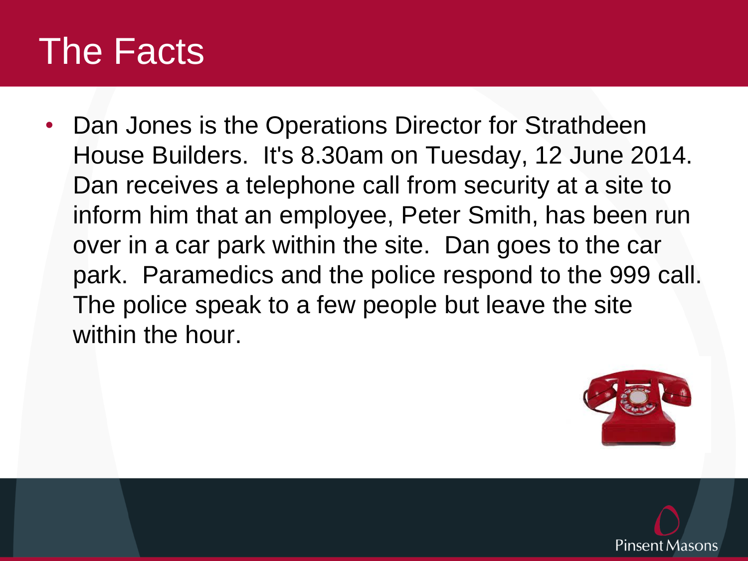# The Facts

- Dan Jones is the Operations Director for Strathdeen House Builders. It's 8.30am on Tuesday, 12 June 2014. Dan receives a telephone call from security at a site to inform him that an employee, Peter Smith, has been run over in a car park within the site. Dan goes to the car park. Paramedics and the police respond to the 999 call. The police speak to a few people but leave the site within the hour.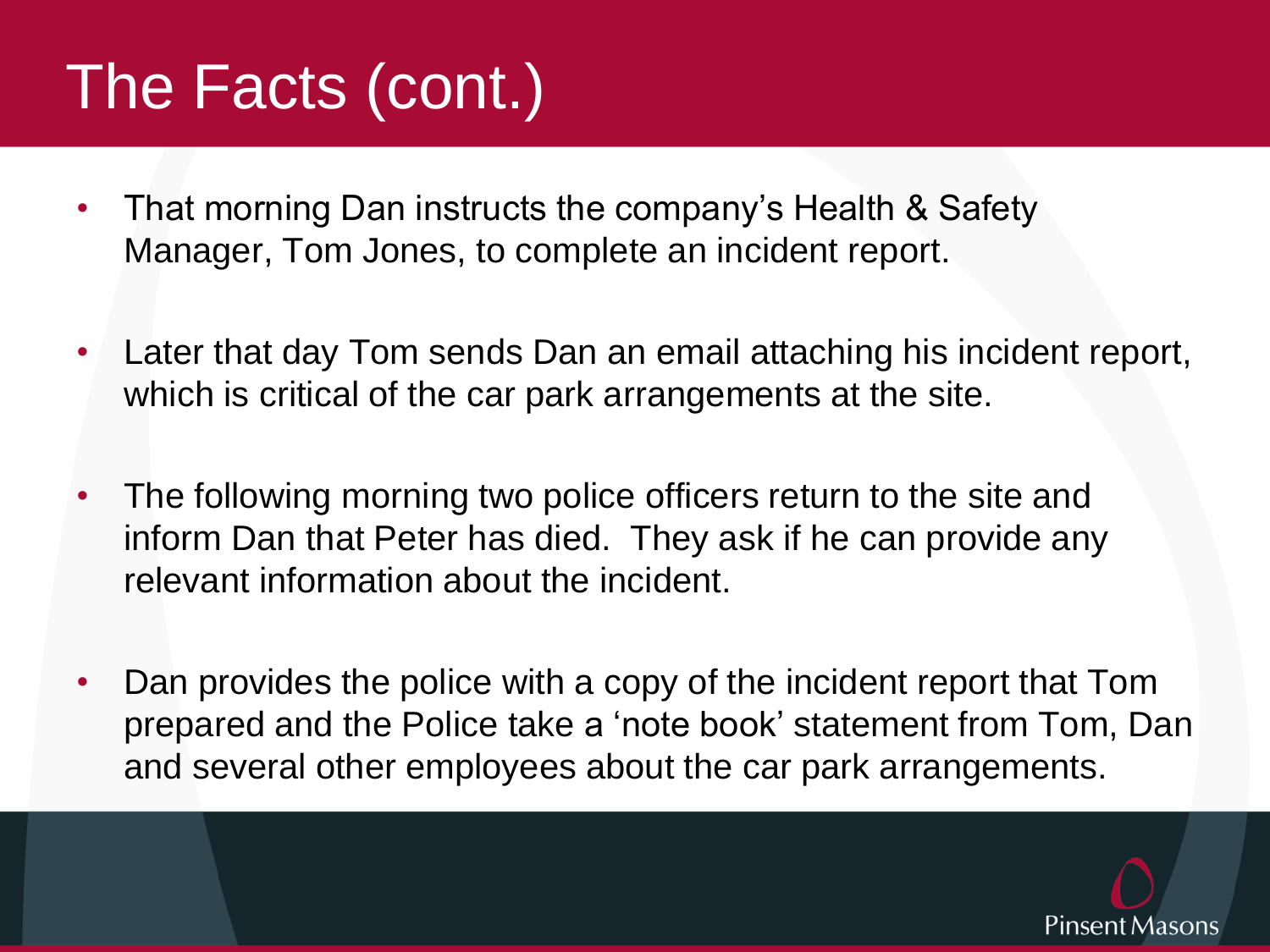# The Facts (cont.)

- That morning Dan instructs the company's Health & Safety Manager, Tom Jones, to complete an incident report.
- Later that day Tom sends Dan an email attaching his incident report, which is critical of the car park arrangements at the site.
- The following morning two police officers return to the site and inform Dan that Peter has died. They ask if he can provide any relevant information about the incident.
- Dan provides the police with a copy of the incident report that Tom prepared and the Police take a 'note book' statement from Tom, Dan and several other employees about the car park arrangements.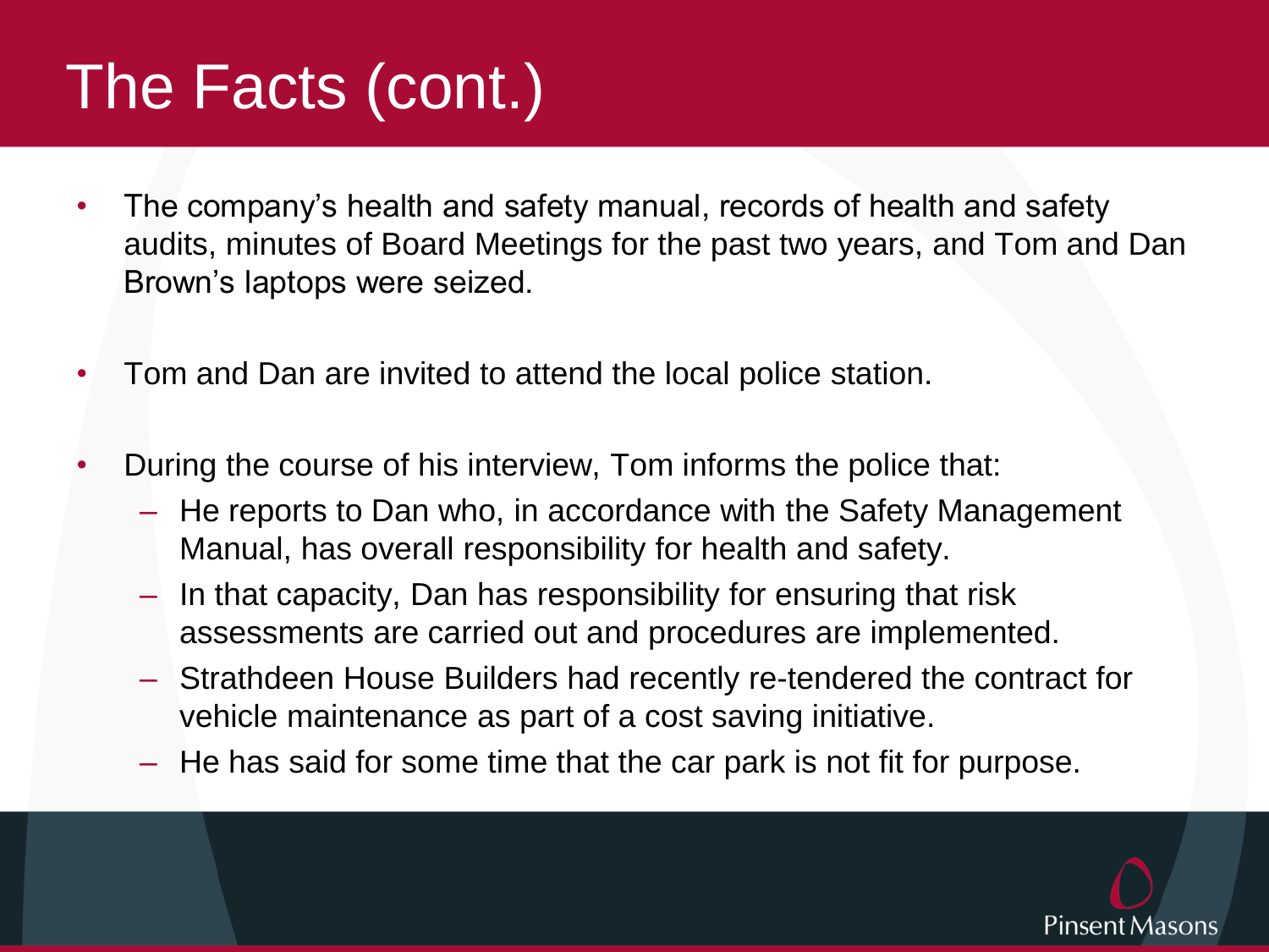# The Facts (cont.)

- The company's health and safety manual, records of health and safety audits, minutes of Board Meetings for the past two years, and Tom and Dan Brown's laptops were seized.
- Tom and Dan are invited to attend the local police station.
- During the course of his interview, Tom informs the police that:
  - He reports to Dan who, in accordance with the Safety Management Manual, has overall responsibility for health and safety.
  - In that capacity, Dan has responsibility for ensuring that risk assessments are carried out and procedures are implemented.
  - Strathdeen House Builders had recently re-tendered the contract for vehicle maintenance as part of a cost saving initiative.
  - He has said for some time that the car park is not fit for purpose.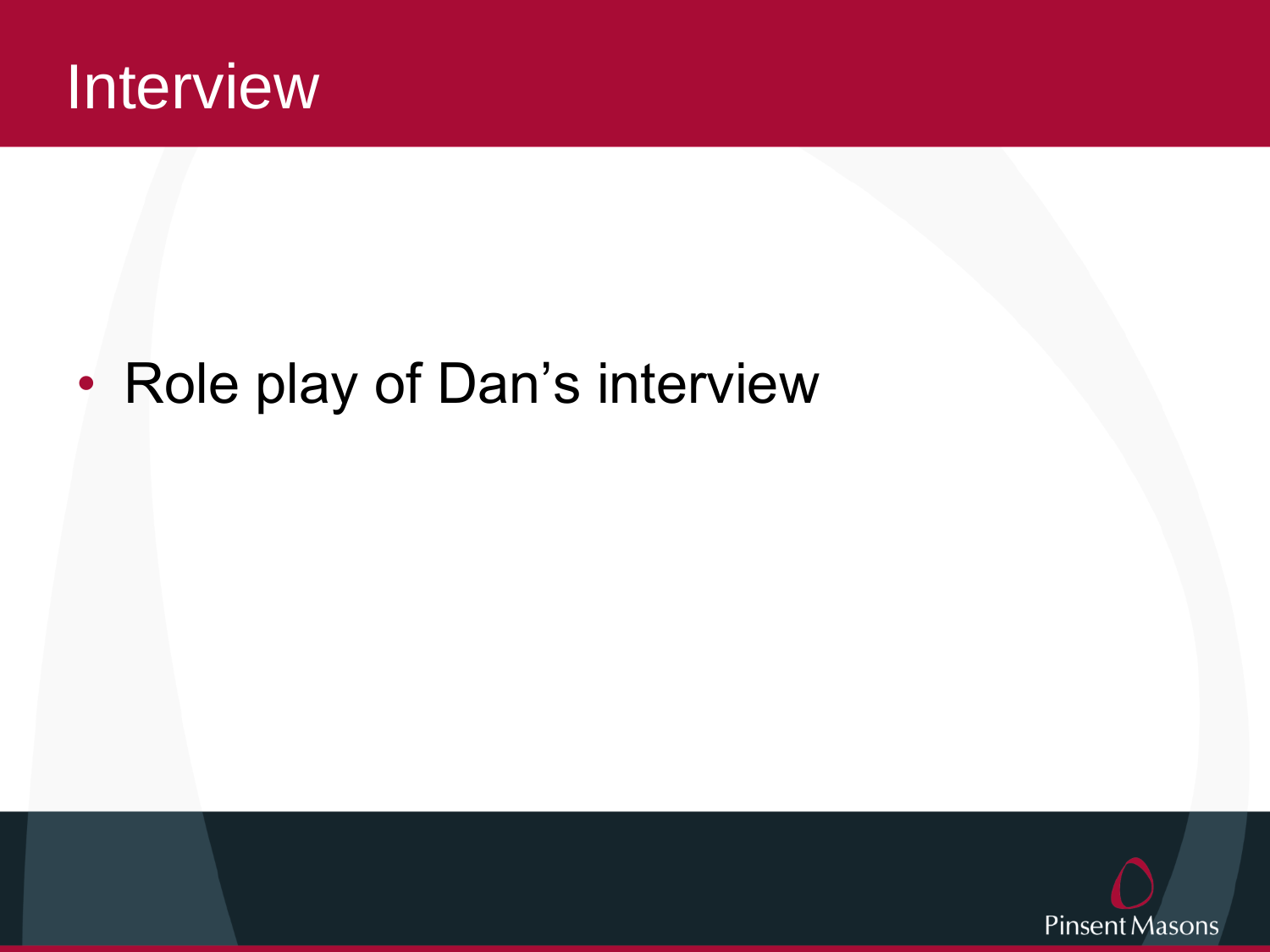# Interview

- Role play of Dan’s interview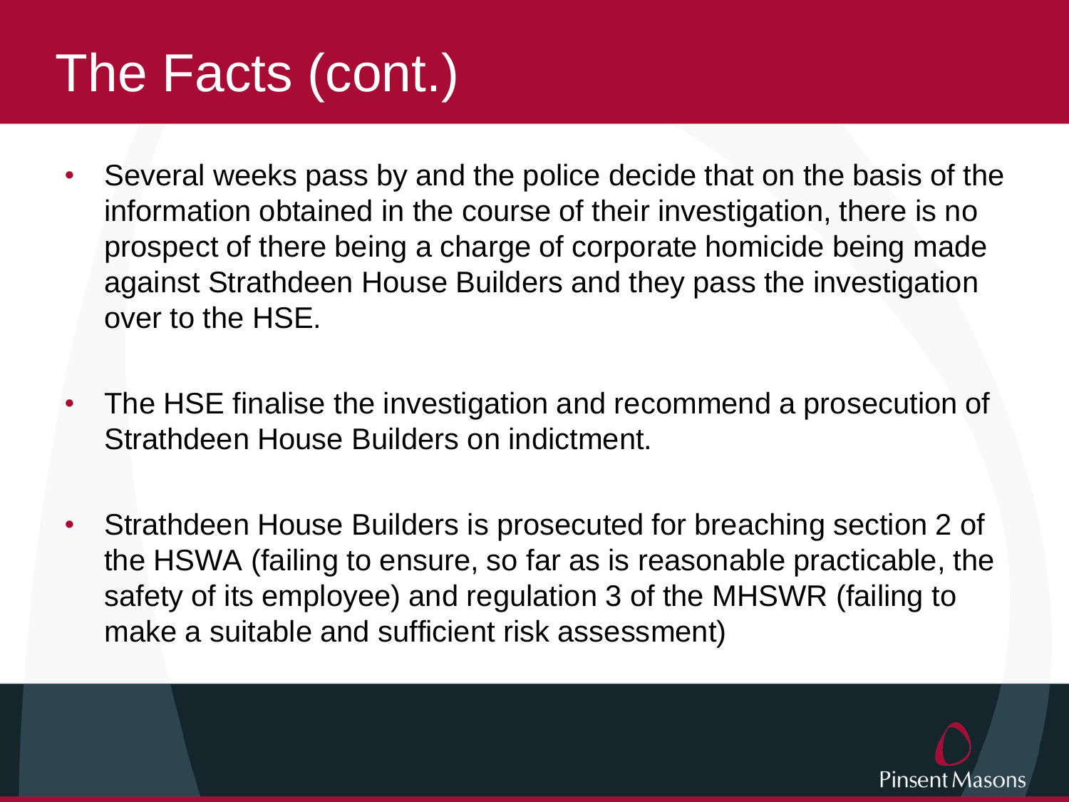# The Facts (cont.)

- Several weeks pass by and the police decide that on the basis of the information obtained in the course of their investigation, there is no prospect of there being a charge of corporate homicide being made against Strathdeen House Builders and they pass the investigation over to the HSE.
- The HSE finalise the investigation and recommend a prosecution of Strathdeen House Builders on indictment.
- Strathdeen House Builders is prosecuted for breaching section 2 of the HSWA (failing to ensure, so far as is reasonable practicable, the safety of its employee) and regulation 3 of the MHSWR (failing to make a suitable and sufficient risk assessment)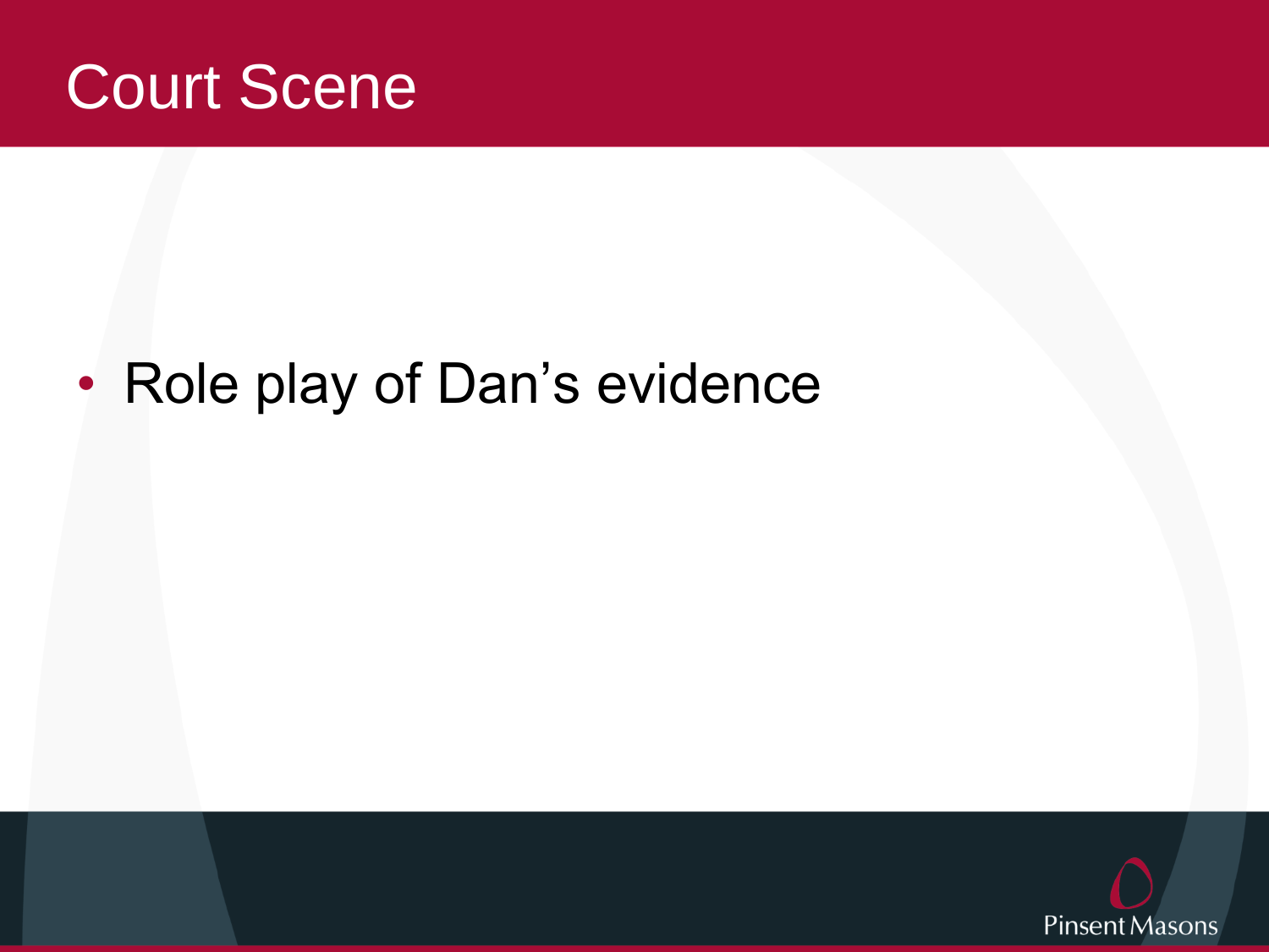# Court Scene

- Role play of Dan’s evidence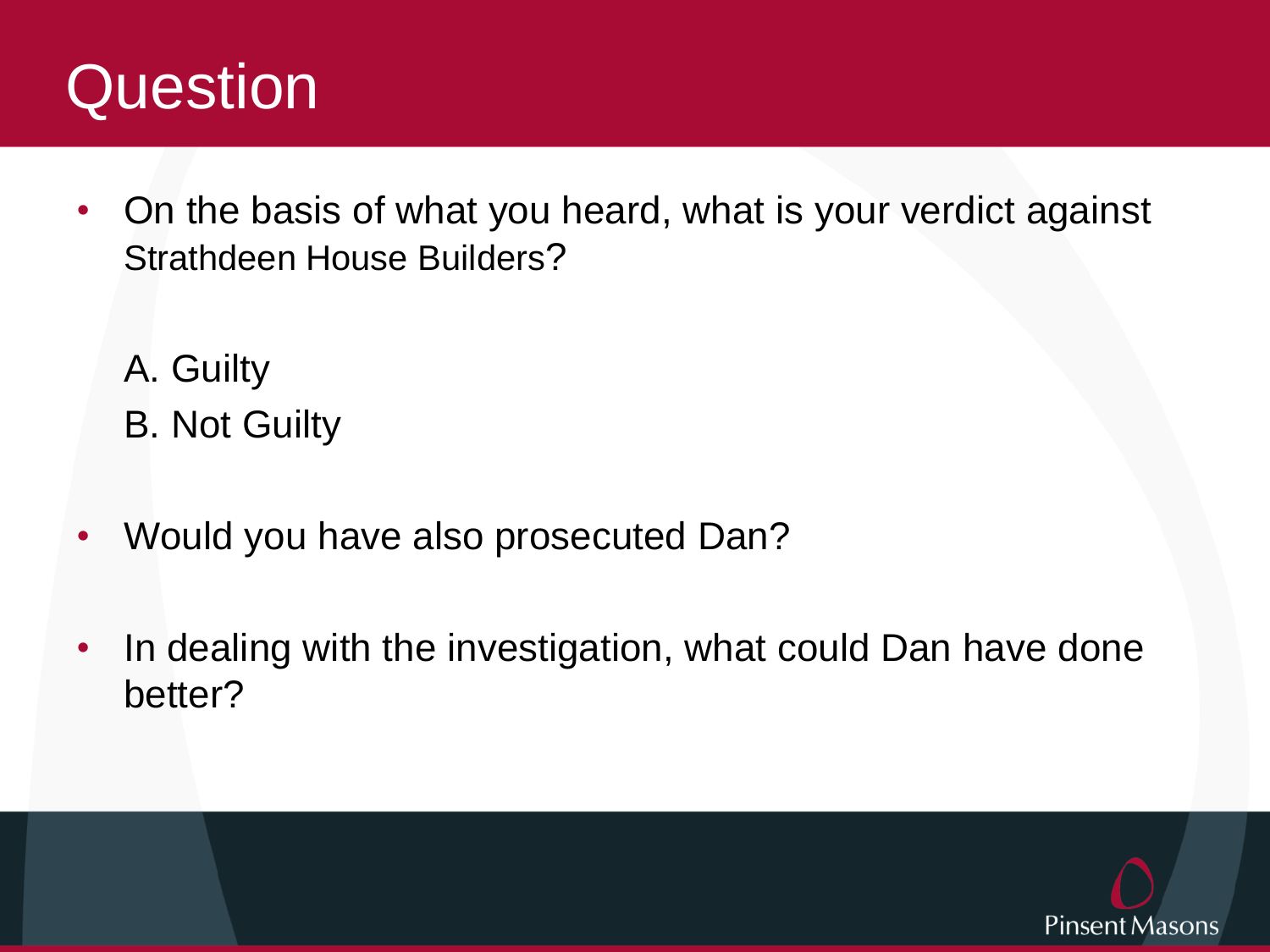# Question

- On the basis of what you heard, what is your verdict against Strathdeen House Builders?

  A. Guilty
  B. Not Guilty

- Would you have also prosecuted Dan?

- In dealing with the investigation, what could Dan have done better?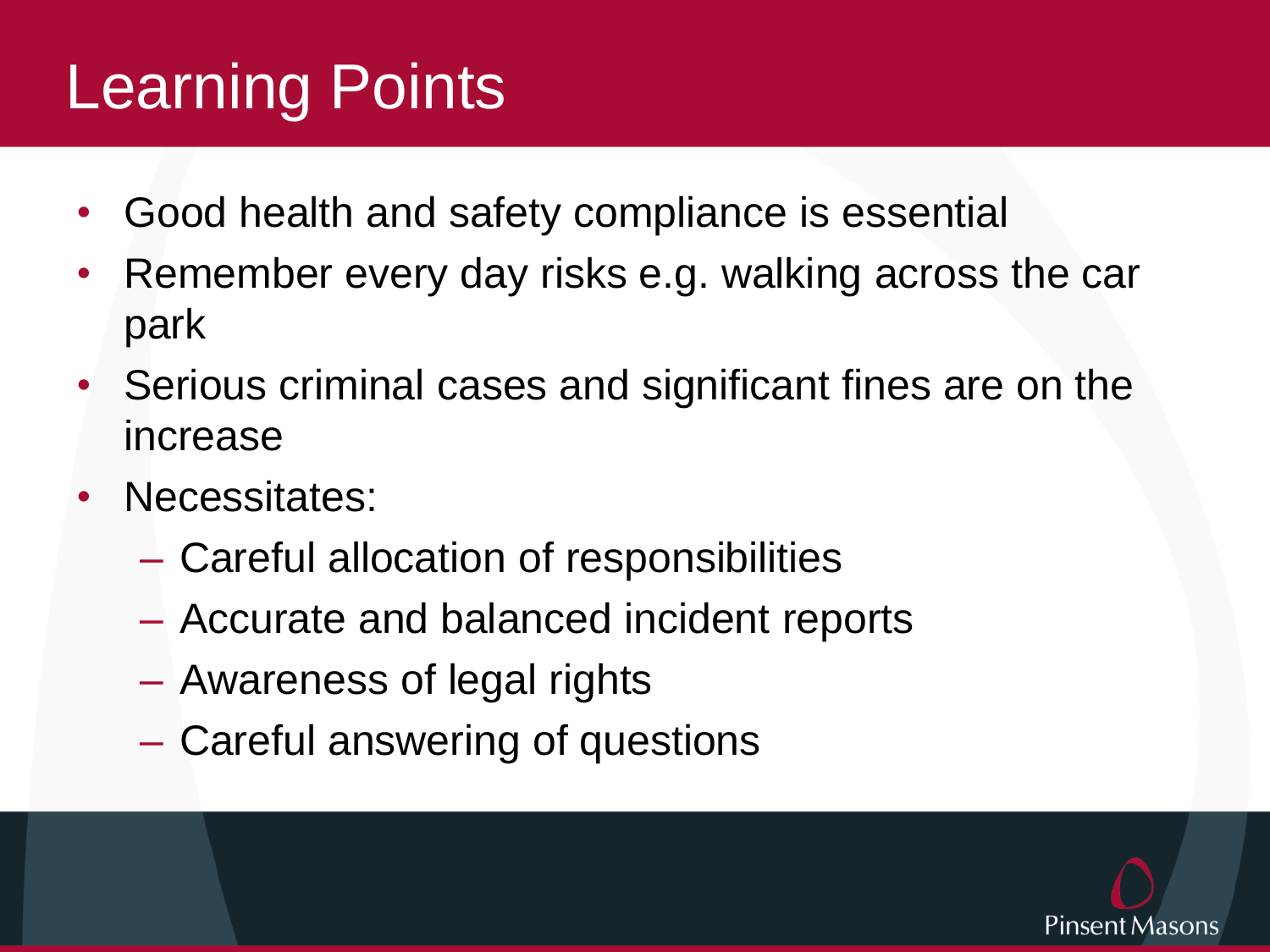# Learning Points

- Good health and safety compliance is essential
- Remember every day risks e.g. walking across the car park
- Serious criminal cases and significant fines are on the increase
- Necessitates:
  - Careful allocation of responsibilities
  - Accurate and balanced incident reports
  - Awareness of legal rights
  - Careful answering of questions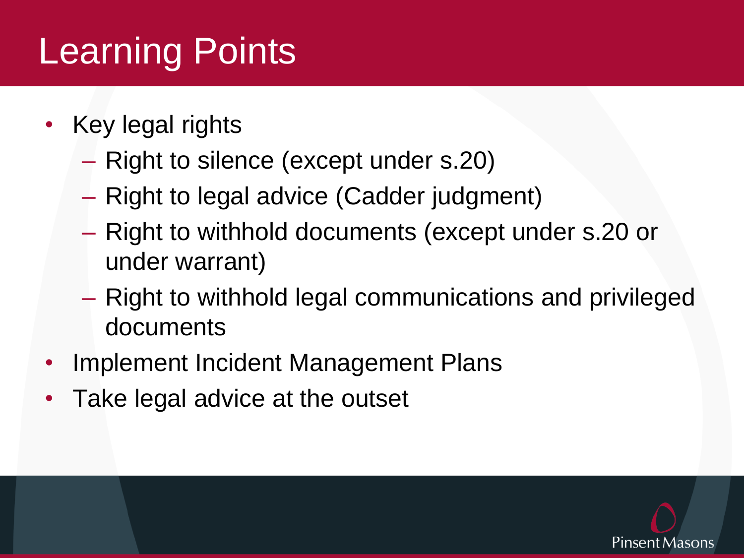# Learning Points

- Key legal rights
  - Right to silence (except under s.20)
  - Right to legal advice (Cadder judgment)
  - Right to withhold documents (except under s.20 or under warrant)
  - Right to withhold legal communications and privileged documents
- Implement Incident Management Plans
- Take legal advice at the outset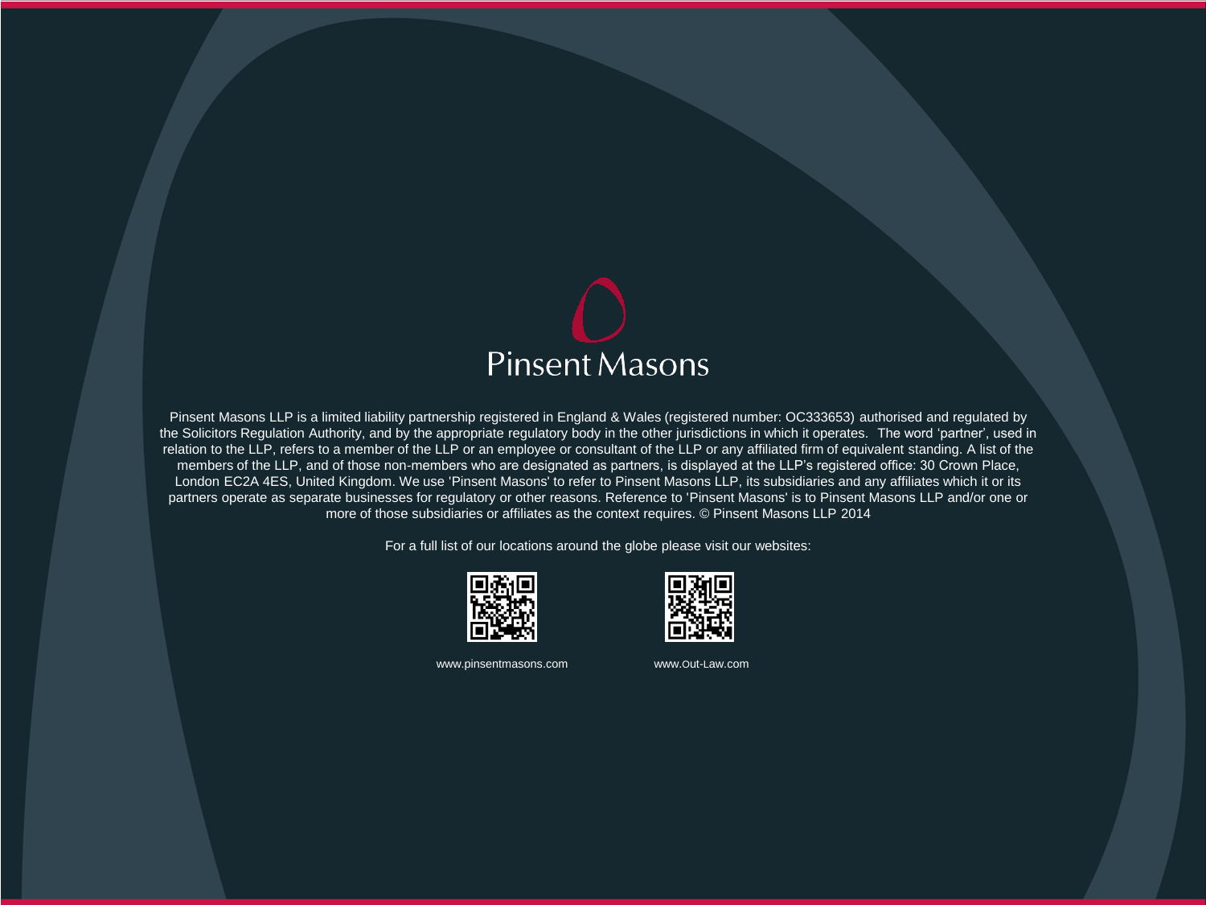Pinsent Masons

Pinsent Masons LLP is a limited liability partnership registered in England & Wales (registered number: OC333653) authorised and regulated by the Solicitors Regulation Authority, and by the appropriate regulatory body in the other jurisdictions in which it operates. The word 'partner', used in relation to the LLP, refers to a member of the LLP or an employee or consultant of the LLP or any affiliated firm of equivalent standing. A list of the members of the LLP, and of those non-members who are designated as partners, is displayed at the LLP's registered office: 30 Crown Place, London EC2A 4ES, United Kingdom. We use 'Pinsent Masons' to refer to Pinsent Masons LLP, its subsidiaries and any affiliates which it or its partners operate as separate businesses for regulatory or other reasons. Reference to 'Pinsent Masons' is to Pinsent Masons LLP and/or one or more of those subsidiaries or affiliates as the context requires. © Pinsent Masons LLP 2014

For a full list of our locations around the globe please visit our websites:

www.pinsentmasons.com

www.Out-Law.com